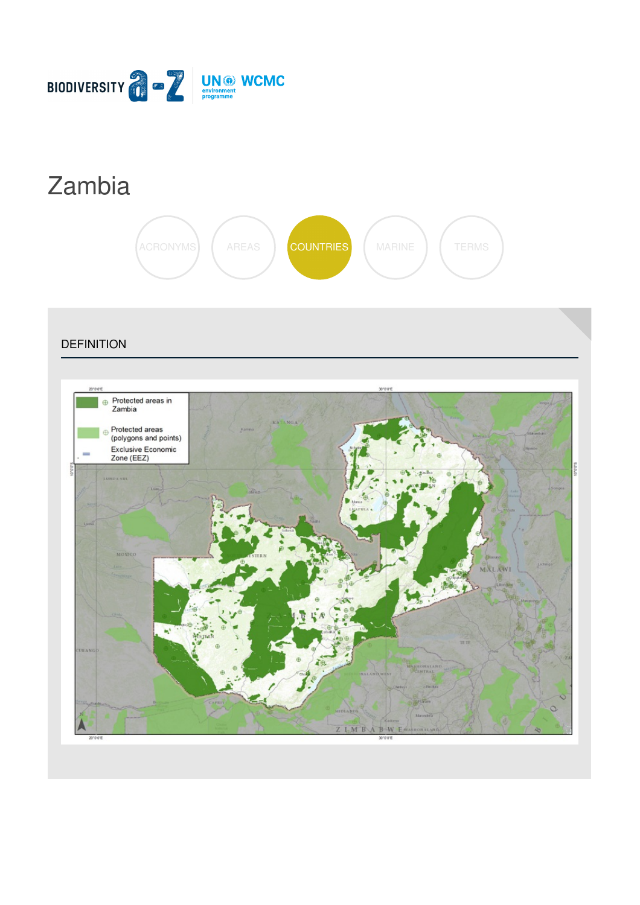BIODIVERSITY a-z | UN environment programme WCMC

# Zambia

ACRONYMS AREAS COUNTRIES MARINE TERMS

## DEFINITION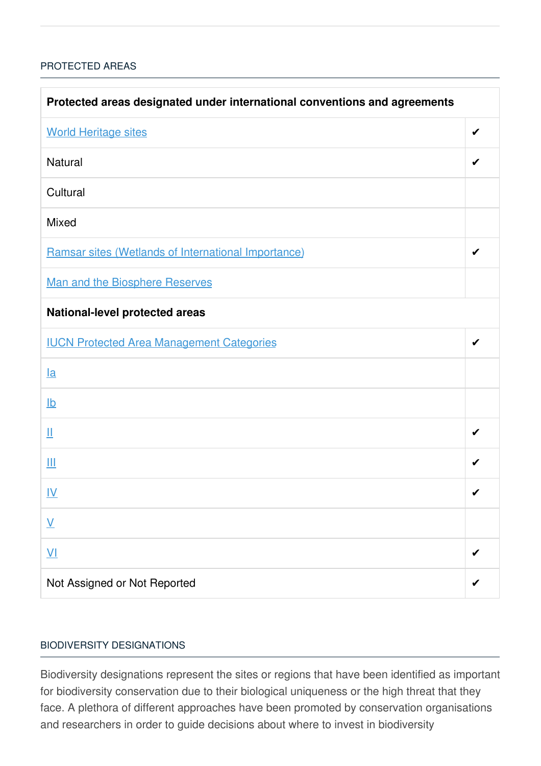## PROTECTED AREAS

| Protected areas designated under international conventions and agreements | |
|---|---|
| World Heritage sites | ✔ |
| Natural | ✔ |
| Cultural | |
| Mixed | |
| Ramsar sites (Wetlands of International Importance) | ✔ |
| Man and the Biosphere Reserves | |
| **National-level protected areas** | |
| IUCN Protected Area Management Categories | ✔ |
| Ia | |
| Ib | |
| II | ✔ |
| III | ✔ |
| IV | ✔ |
| V | |
| VI | ✔ |
| Not Assigned or Not Reported | ✔ |

## BIODIVERSITY DESIGNATIONS

Biodiversity designations represent the sites or regions that have been identified as important for biodiversity conservation due to their biological uniqueness or the high threat that they face. A plethora of different approaches have been promoted by conservation organisations and researchers in order to guide decisions about where to invest in biodiversity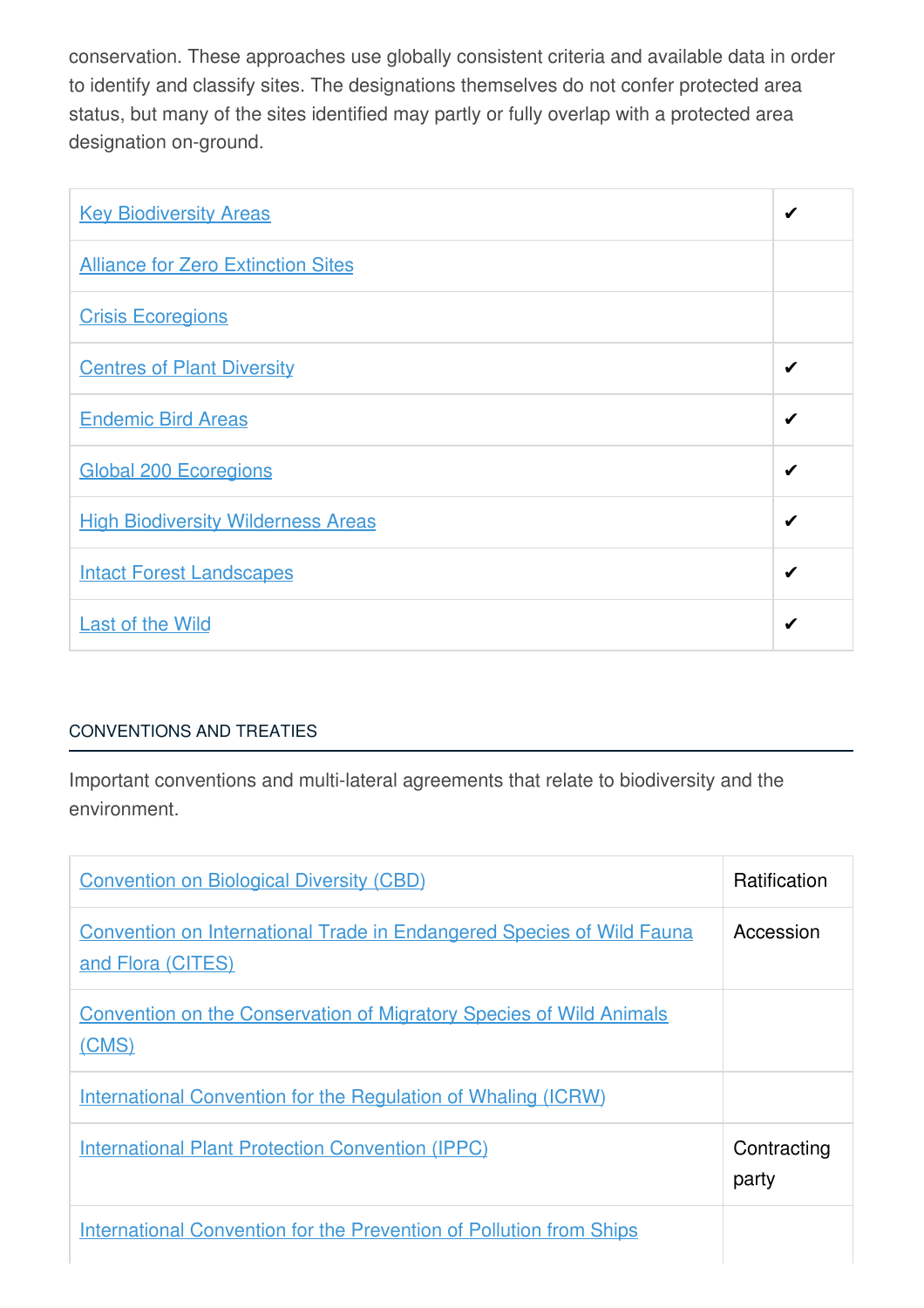conservation. These approaches use globally consistent criteria and available data in order to identify and classify sites. The designations themselves do not confer protected area status, but many of the sites identified may partly or fully overlap with a protected area designation on-ground.

| | |
|---|---|
| Key Biodiversity Areas | ✔ |
| Alliance for Zero Extinction Sites | |
| Crisis Ecoregions | |
| Centres of Plant Diversity | ✔ |
| Endemic Bird Areas | ✔ |
| Global 200 Ecoregions | ✔ |
| High Biodiversity Wilderness Areas | ✔ |
| Intact Forest Landscapes | ✔ |
| Last of the Wild | ✔ |

## CONVENTIONS AND TREATIES

Important conventions and multi-lateral agreements that relate to biodiversity and the environment.

| | |
|---|---|
| Convention on Biological Diversity (CBD) | Ratification |
| Convention on International Trade in Endangered Species of Wild Fauna and Flora (CITES) | Accession |
| Convention on the Conservation of Migratory Species of Wild Animals (CMS) | |
| International Convention for the Regulation of Whaling (ICRW) | |
| International Plant Protection Convention (IPPC) | Contracting party |
| International Convention for the Prevention of Pollution from Ships | |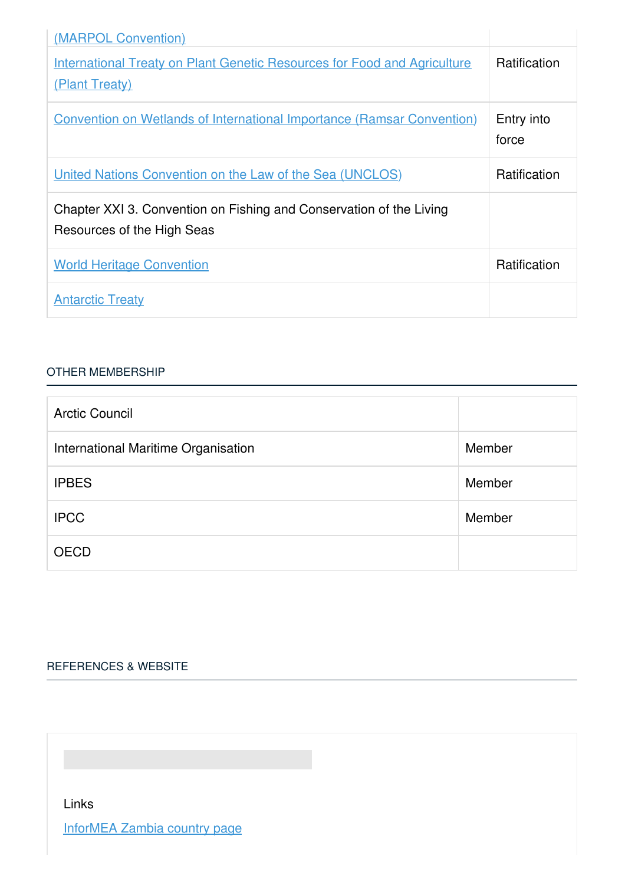| | |
|---|---|
| (MARPOL Convention) | |
| International Treaty on Plant Genetic Resources for Food and Agriculture (Plant Treaty) | Ratification |
| Convention on Wetlands of International Importance (Ramsar Convention) | Entry into force |
| United Nations Convention on the Law of the Sea (UNCLOS) | Ratification |
| Chapter XXI 3. Convention on Fishing and Conservation of the Living Resources of the High Seas | |
| World Heritage Convention | Ratification |
| Antarctic Treaty | |

## OTHER MEMBERSHIP

| | |
|---|---|
| Arctic Council | |
| International Maritime Organisation | Member |
| IPBES | Member |
| IPCC | Member |
| OECD | |

## REFERENCES & WEBSITE

Links

InforMEA Zambia country page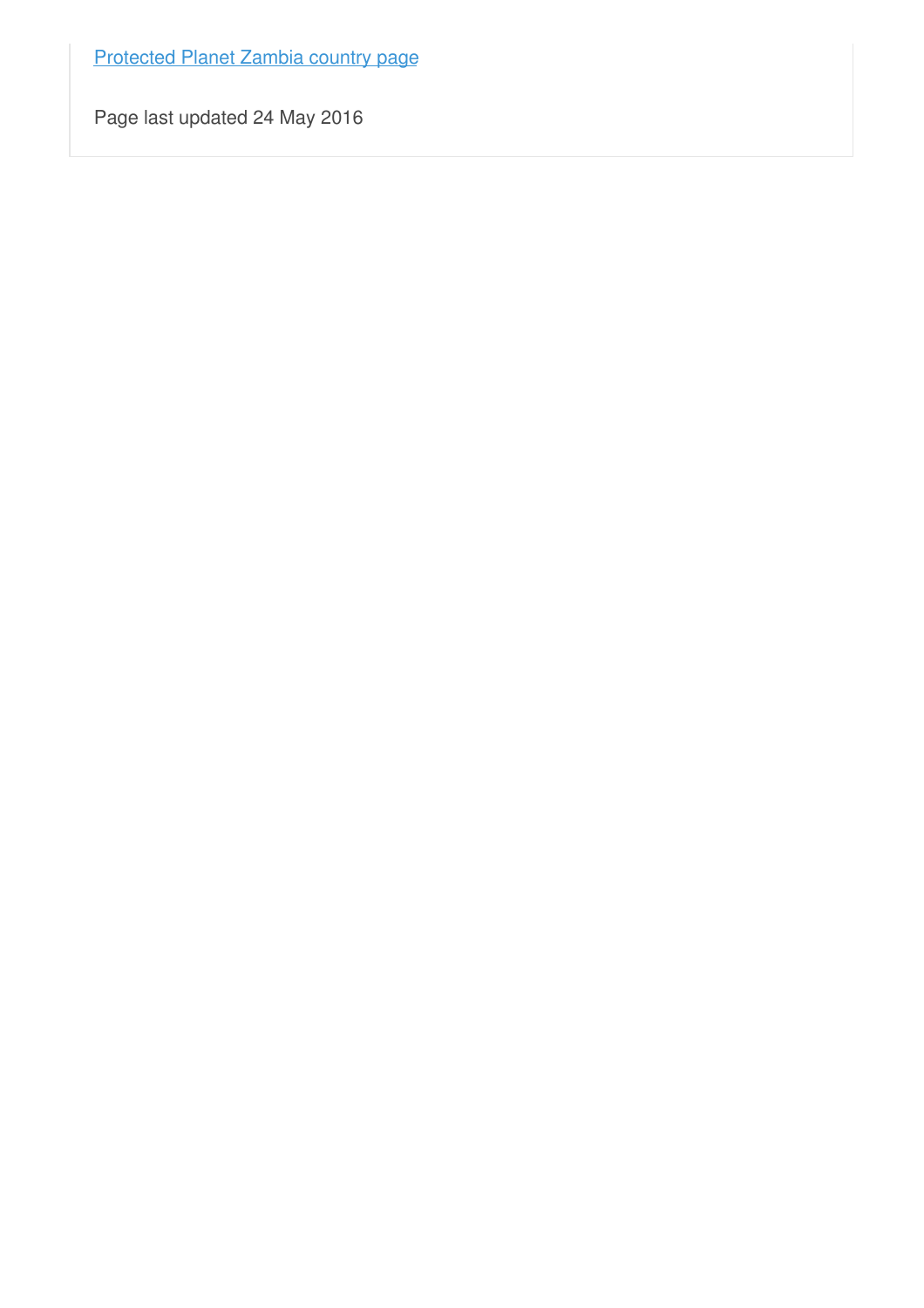[Protected Planet Zambia country page]

Page last updated 24 May 2016